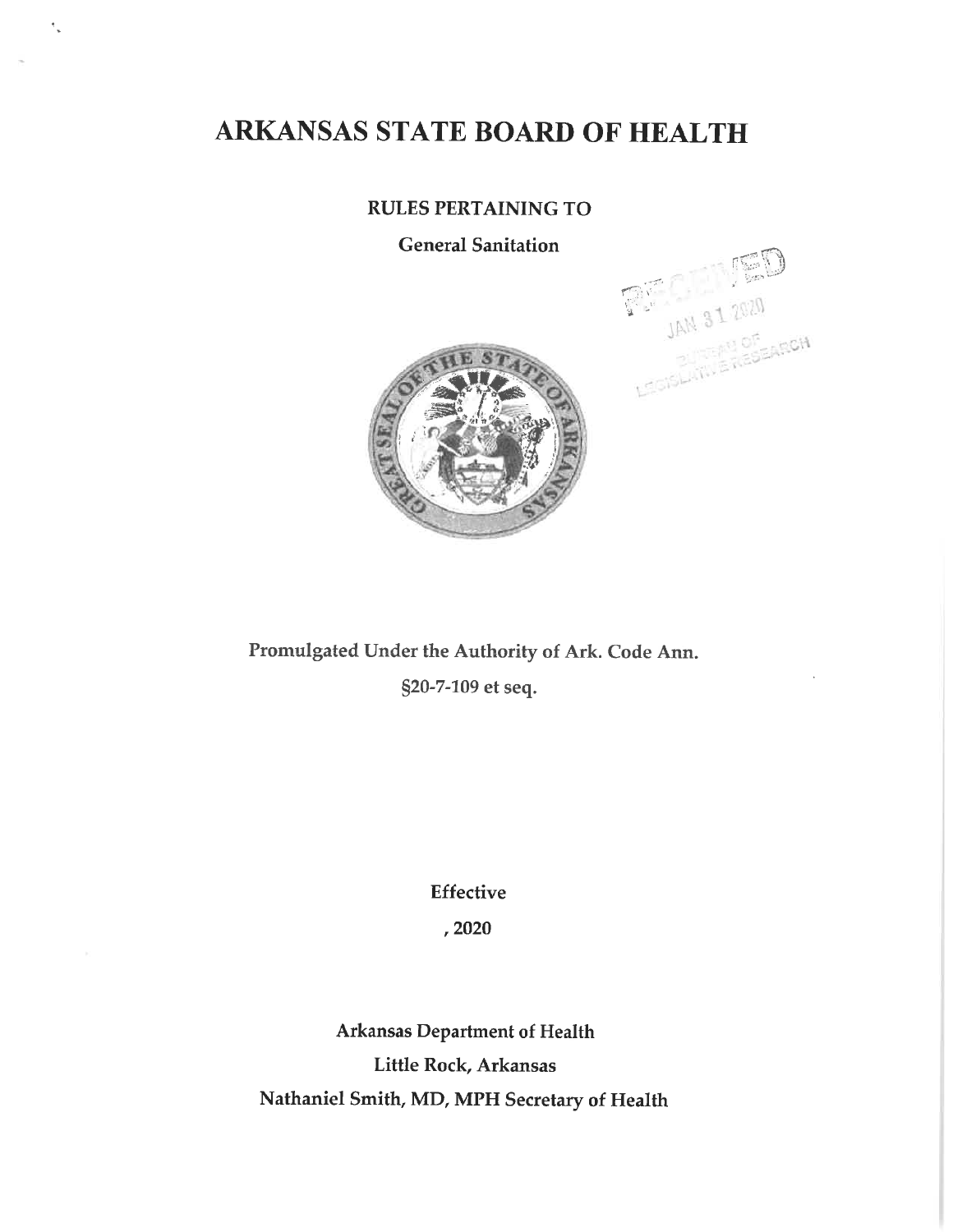# ARKANSAS STATE BOARD OF HEALTH

**RULES PERTAINING TO**

**General Sanitation**

RECEIVED
JAN 31 2020
BUREAU OF LEGISLATIVE RESEARCH

**Promulgated Under the Authority of Ark. Code Ann.**

**§20-7-109 et seq.**

**Effective**

**, 2020**

**Arkansas Department of Health**

**Little Rock, Arkansas**

**Nathaniel Smith, MD, MPH Secretary of Health**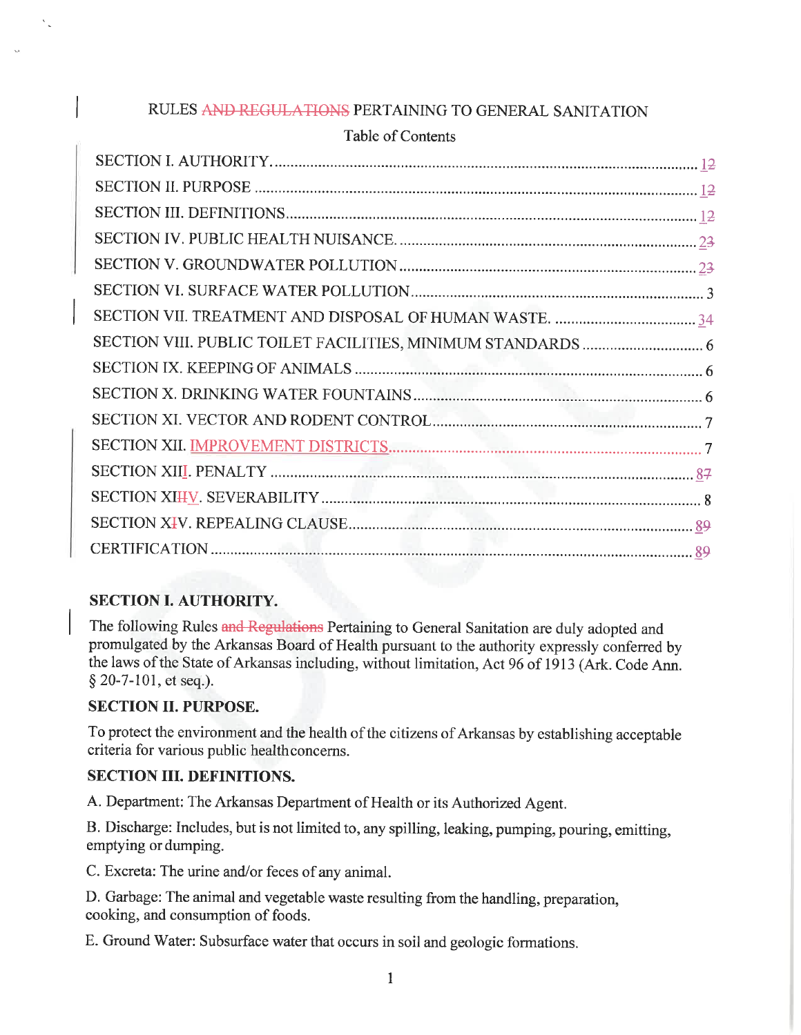# RULES ~~AND REGULATIONS~~ PERTAINING TO GENERAL SANITATION

Table of Contents

| | |
|---|---|
| SECTION I. AUTHORITY | 12 |
| SECTION II. PURPOSE | 12 |
| SECTION III. DEFINITIONS | 12 |
| SECTION IV. PUBLIC HEALTH NUISANCE | 23 |
| SECTION V. GROUNDWATER POLLUTION | 23 |
| SECTION VI. SURFACE WATER POLLUTION | 3 |
| SECTION VII. TREATMENT AND DISPOSAL OF HUMAN WASTE | 34 |
| SECTION VIII. PUBLIC TOILET FACILITIES, MINIMUM STANDARDS | 6 |
| SECTION IX. KEEPING OF ANIMALS | 6 |
| SECTION X. DRINKING WATER FOUNTAINS | 6 |
| SECTION XI. VECTOR AND RODENT CONTROL | 7 |
| SECTION XII. IMPROVEMENT DISTRICTS | 7 |
| SECTION XIII. PENALTY | 87 |
| SECTION XIIIV. SEVERABILITY | 8 |
| SECTION XIV. REPEALING CLAUSE | 89 |
| CERTIFICATION | 89 |

## SECTION I. AUTHORITY.

The following Rules ~~and Regulations~~ Pertaining to General Sanitation are duly adopted and promulgated by the Arkansas Board of Health pursuant to the authority expressly conferred by the laws of the State of Arkansas including, without limitation, Act 96 of 1913 (Ark. Code Ann. § 20-7-101, et seq.).

## SECTION II. PURPOSE.

To protect the environment and the health of the citizens of Arkansas by establishing acceptable criteria for various public health concerns.

## SECTION III. DEFINITIONS.

A. Department: The Arkansas Department of Health or its Authorized Agent.

B. Discharge: Includes, but is not limited to, any spilling, leaking, pumping, pouring, emitting, emptying or dumping.

C. Excreta: The urine and/or feces of any animal.

D. Garbage: The animal and vegetable waste resulting from the handling, preparation, cooking, and consumption of foods.

E. Ground Water: Subsurface water that occurs in soil and geologic formations.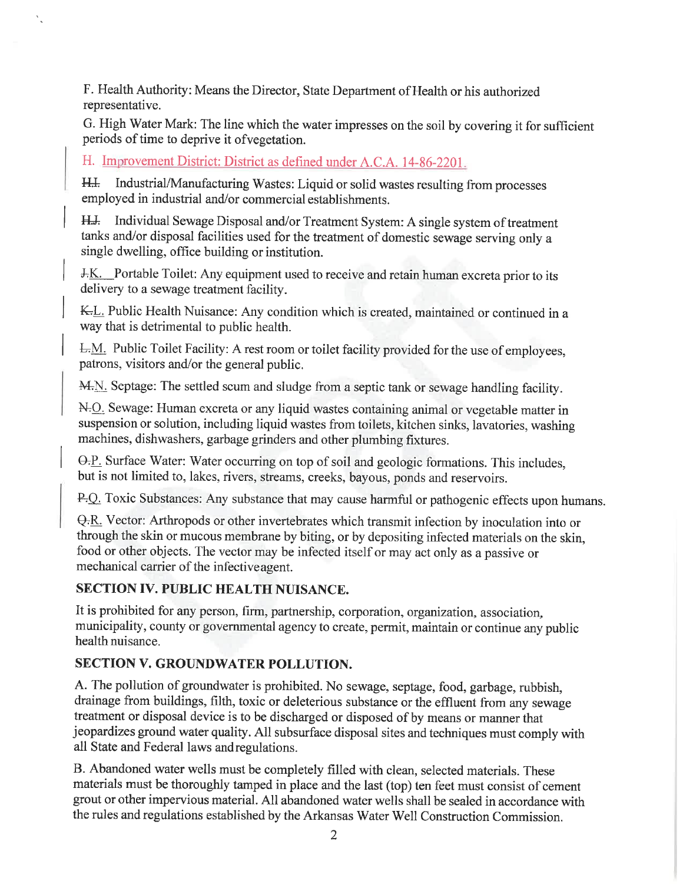F. Health Authority: Means the Director, State Department of Health or his authorized representative.

G. High Water Mark: The line which the water impresses on the soil by covering it for sufficient periods of time to deprive it of vegetation.

H. Improvement District: District as defined under A.C.A. 14-86-2201.

~~H.~~I. Industrial/Manufacturing Wastes: Liquid or solid wastes resulting from processes employed in industrial and/or commercial establishments.

~~I.~~J. Individual Sewage Disposal and/or Treatment System: A single system of treatment tanks and/or disposal facilities used for the treatment of domestic sewage serving only a single dwelling, office building or institution.

~~J.~~K. Portable Toilet: Any equipment used to receive and retain human excreta prior to its delivery to a sewage treatment facility.

~~K.~~L. Public Health Nuisance: Any condition which is created, maintained or continued in a way that is detrimental to public health.

~~L.~~M. Public Toilet Facility: A rest room or toilet facility provided for the use of employees, patrons, visitors and/or the general public.

~~M.~~N. Septage: The settled scum and sludge from a septic tank or sewage handling facility.

~~N.~~O. Sewage: Human excreta or any liquid wastes containing animal or vegetable matter in suspension or solution, including liquid wastes from toilets, kitchen sinks, lavatories, washing machines, dishwashers, garbage grinders and other plumbing fixtures.

~~O.~~P. Surface Water: Water occurring on top of soil and geologic formations. This includes, but is not limited to, lakes, rivers, streams, creeks, bayous, ponds and reservoirs.

~~P.~~Q. Toxic Substances: Any substance that may cause harmful or pathogenic effects upon humans.

~~Q.~~R. Vector: Arthropods or other invertebrates which transmit infection by inoculation into or through the skin or mucous membrane by biting, or by depositing infected materials on the skin, food or other objects. The vector may be infected itself or may act only as a passive or mechanical carrier of the infective agent.

## SECTION IV. PUBLIC HEALTH NUISANCE.

It is prohibited for any person, firm, partnership, corporation, organization, association, municipality, county or governmental agency to create, permit, maintain or continue any public health nuisance.

## SECTION V. GROUNDWATER POLLUTION.

A. The pollution of groundwater is prohibited. No sewage, septage, food, garbage, rubbish, drainage from buildings, filth, toxic or deleterious substance or the effluent from any sewage treatment or disposal device is to be discharged or disposed of by means or manner that jeopardizes ground water quality. All subsurface disposal sites and techniques must comply with all State and Federal laws and regulations.

B. Abandoned water wells must be completely filled with clean, selected materials. These materials must be thoroughly tamped in place and the last (top) ten feet must consist of cement grout or other impervious material. All abandoned water wells shall be sealed in accordance with the rules and regulations established by the Arkansas Water Well Construction Commission.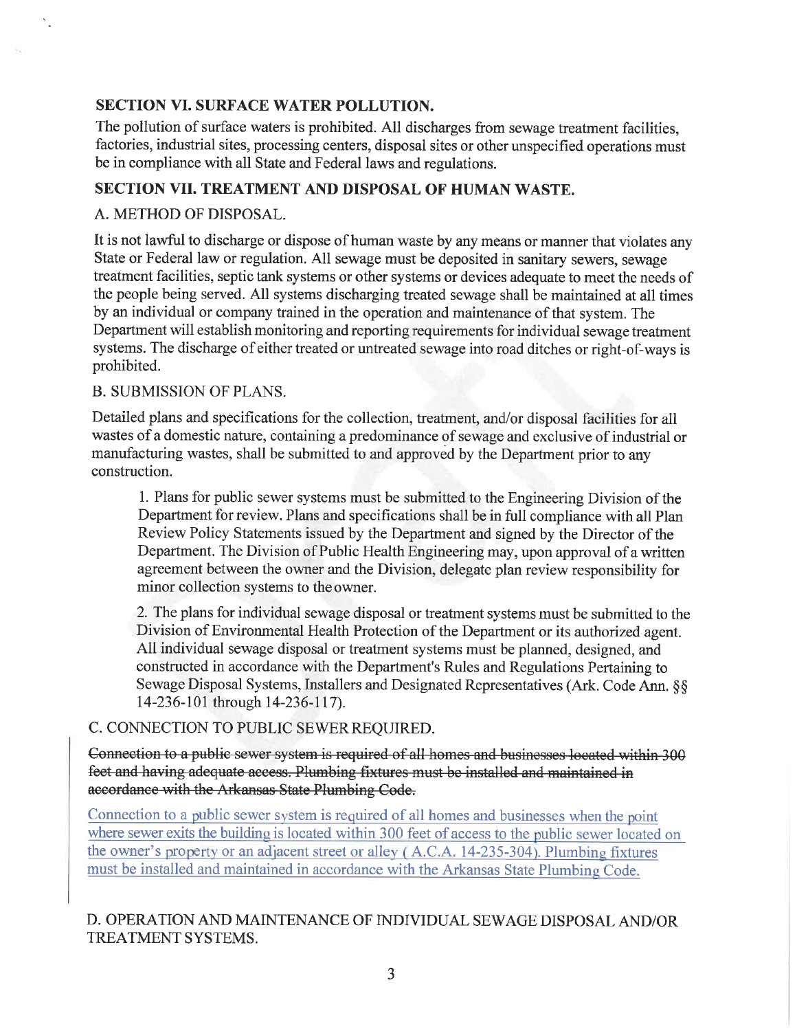## SECTION VI. SURFACE WATER POLLUTION.

The pollution of surface waters is prohibited. All discharges from sewage treatment facilities, factories, industrial sites, processing centers, disposal sites or other unspecified operations must be in compliance with all State and Federal laws and regulations.

## SECTION VII. TREATMENT AND DISPOSAL OF HUMAN WASTE.

### A. METHOD OF DISPOSAL.

It is not lawful to discharge or dispose of human waste by any means or manner that violates any State or Federal law or regulation. All sewage must be deposited in sanitary sewers, sewage treatment facilities, septic tank systems or other systems or devices adequate to meet the needs of the people being served. All systems discharging treated sewage shall be maintained at all times by an individual or company trained in the operation and maintenance of that system. The Department will establish monitoring and reporting requirements for individual sewage treatment systems. The discharge of either treated or untreated sewage into road ditches or right-of-ways is prohibited.

### B. SUBMISSION OF PLANS.

Detailed plans and specifications for the collection, treatment, and/or disposal facilities for all wastes of a domestic nature, containing a predominance of sewage and exclusive of industrial or manufacturing wastes, shall be submitted to and approved by the Department prior to any construction.

1. Plans for public sewer systems must be submitted to the Engineering Division of the Department for review. Plans and specifications shall be in full compliance with all Plan Review Policy Statements issued by the Department and signed by the Director of the Department. The Division of Public Health Engineering may, upon approval of a written agreement between the owner and the Division, delegate plan review responsibility for minor collection systems to the owner.

2. The plans for individual sewage disposal or treatment systems must be submitted to the Division of Environmental Health Protection of the Department or its authorized agent. All individual sewage disposal or treatment systems must be planned, designed, and constructed in accordance with the Department's Rules and Regulations Pertaining to Sewage Disposal Systems, Installers and Designated Representatives (Ark. Code Ann. §§ 14-236-101 through 14-236-117).

### C. CONNECTION TO PUBLIC SEWER REQUIRED.

~~Connection to a public sewer system is required of all homes and businesses located within 300 feet and having adequate access. Plumbing fixtures must be installed and maintained in accordance with the Arkansas State Plumbing Code.~~

<u>Connection to a public sewer system is required of all homes and businesses when the point where sewer exits the building is located within 300 feet of access to the public sewer located on the owner's property or an adjacent street or alley ( A.C.A. 14-235-304). Plumbing fixtures must be installed and maintained in accordance with the Arkansas State Plumbing Code.</u>

### D. OPERATION AND MAINTENANCE OF INDIVIDUAL SEWAGE DISPOSAL AND/OR TREATMENT SYSTEMS.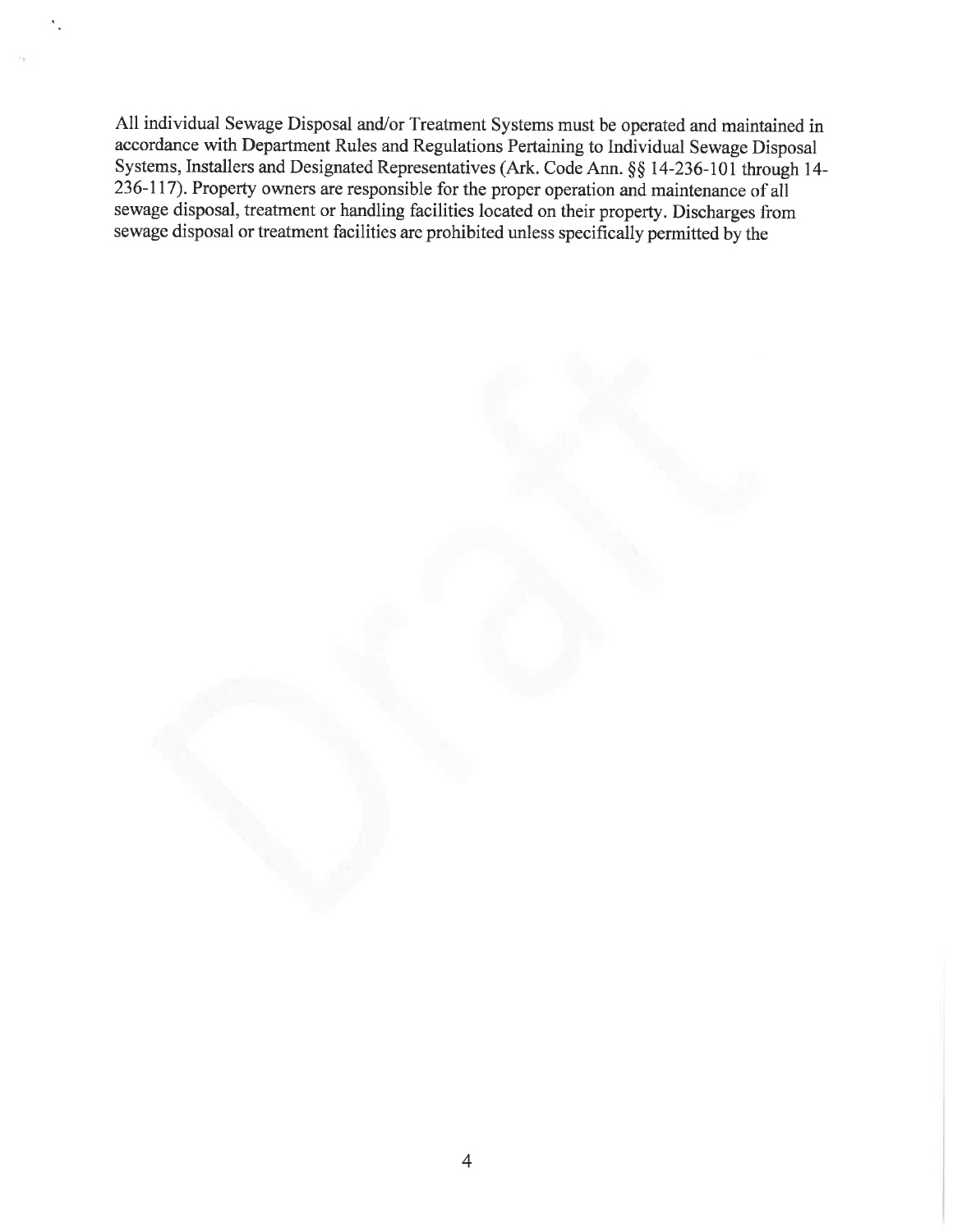All individual Sewage Disposal and/or Treatment Systems must be operated and maintained in accordance with Department Rules and Regulations Pertaining to Individual Sewage Disposal Systems, Installers and Designated Representatives (Ark. Code Ann. §§ 14-236-101 through 14-236-117). Property owners are responsible for the proper operation and maintenance of all sewage disposal, treatment or handling facilities located on their property. Discharges from sewage disposal or treatment facilities are prohibited unless specifically permitted by the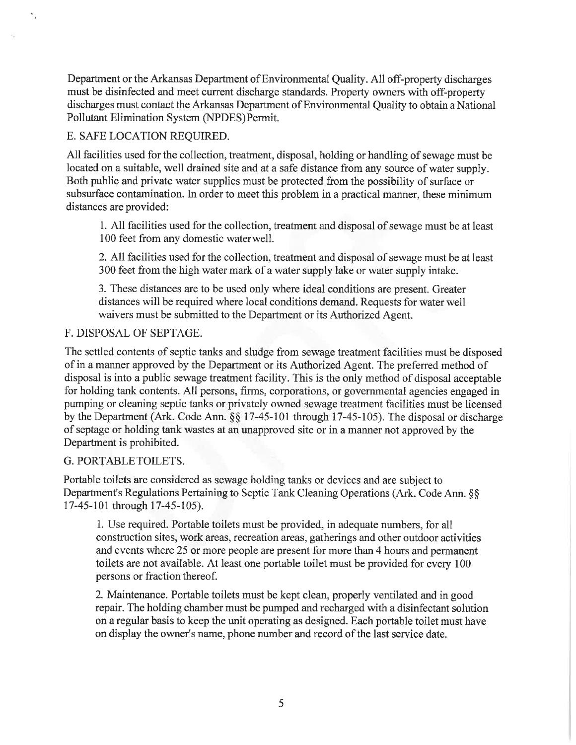Department or the Arkansas Department of Environmental Quality. All off-property discharges must be disinfected and meet current discharge standards. Property owners with off-property discharges must contact the Arkansas Department of Environmental Quality to obtain a National Pollutant Elimination System (NPDES) Permit.

E. SAFE LOCATION REQUIRED.

All facilities used for the collection, treatment, disposal, holding or handling of sewage must be located on a suitable, well drained site and at a safe distance from any source of water supply. Both public and private water supplies must be protected from the possibility of surface or subsurface contamination. In order to meet this problem in a practical manner, these minimum distances are provided:

1. All facilities used for the collection, treatment and disposal of sewage must be at least 100 feet from any domestic water well.

2. All facilities used for the collection, treatment and disposal of sewage must be at least 300 feet from the high water mark of a water supply lake or water supply intake.

3. These distances are to be used only where ideal conditions are present. Greater distances will be required where local conditions demand. Requests for water well waivers must be submitted to the Department or its Authorized Agent.

F. DISPOSAL OF SEPTAGE.

The settled contents of septic tanks and sludge from sewage treatment facilities must be disposed of in a manner approved by the Department or its Authorized Agent. The preferred method of disposal is into a public sewage treatment facility. This is the only method of disposal acceptable for holding tank contents. All persons, firms, corporations, or governmental agencies engaged in pumping or cleaning septic tanks or privately owned sewage treatment facilities must be licensed by the Department (Ark. Code Ann. §§ 17-45-101 through 17-45-105). The disposal or discharge of septage or holding tank wastes at an unapproved site or in a manner not approved by the Department is prohibited.

G. PORTABLE TOILETS.

Portable toilets are considered as sewage holding tanks or devices and are subject to Department's Regulations Pertaining to Septic Tank Cleaning Operations (Ark. Code Ann. §§ 17-45-101 through 17-45-105).

1. Use required. Portable toilets must be provided, in adequate numbers, for all construction sites, work areas, recreation areas, gatherings and other outdoor activities and events where 25 or more people are present for more than 4 hours and permanent toilets are not available. At least one portable toilet must be provided for every 100 persons or fraction thereof.

2. Maintenance. Portable toilets must be kept clean, properly ventilated and in good repair. The holding chamber must be pumped and recharged with a disinfectant solution on a regular basis to keep the unit operating as designed. Each portable toilet must have on display the owner's name, phone number and record of the last service date.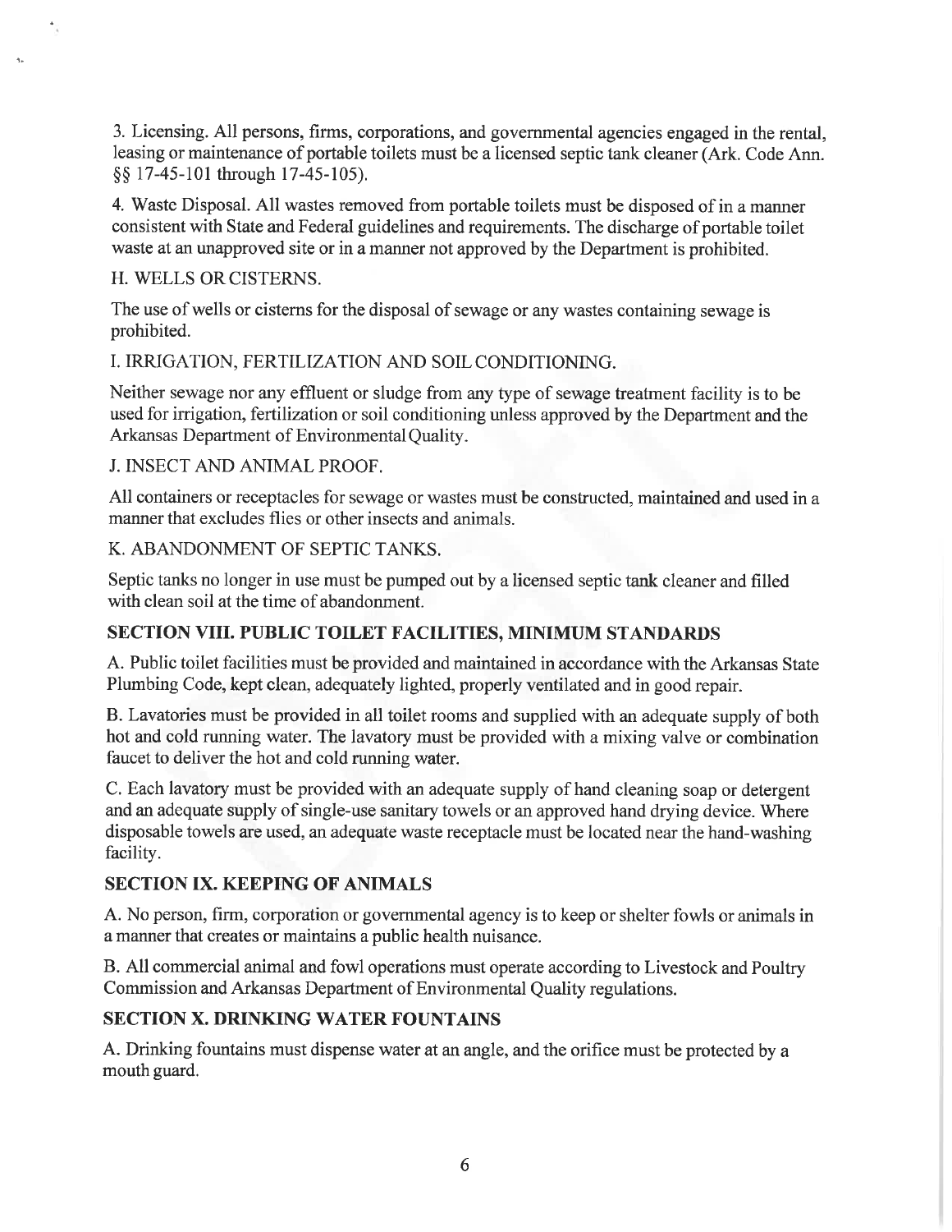3. Licensing. All persons, firms, corporations, and governmental agencies engaged in the rental, leasing or maintenance of portable toilets must be a licensed septic tank cleaner (Ark. Code Ann. §§ 17-45-101 through 17-45-105).

4. Waste Disposal. All wastes removed from portable toilets must be disposed of in a manner consistent with State and Federal guidelines and requirements. The discharge of portable toilet waste at an unapproved site or in a manner not approved by the Department is prohibited.

H. WELLS OR CISTERNS.

The use of wells or cisterns for the disposal of sewage or any wastes containing sewage is prohibited.

I. IRRIGATION, FERTILIZATION AND SOIL CONDITIONING.

Neither sewage nor any effluent or sludge from any type of sewage treatment facility is to be used for irrigation, fertilization or soil conditioning unless approved by the Department and the Arkansas Department of Environmental Quality.

J. INSECT AND ANIMAL PROOF.

All containers or receptacles for sewage or wastes must be constructed, maintained and used in a manner that excludes flies or other insects and animals.

K. ABANDONMENT OF SEPTIC TANKS.

Septic tanks no longer in use must be pumped out by a licensed septic tank cleaner and filled with clean soil at the time of abandonment.

## SECTION VIII. PUBLIC TOILET FACILITIES, MINIMUM STANDARDS

A. Public toilet facilities must be provided and maintained in accordance with the Arkansas State Plumbing Code, kept clean, adequately lighted, properly ventilated and in good repair.

B. Lavatories must be provided in all toilet rooms and supplied with an adequate supply of both hot and cold running water. The lavatory must be provided with a mixing valve or combination faucet to deliver the hot and cold running water.

C. Each lavatory must be provided with an adequate supply of hand cleaning soap or detergent and an adequate supply of single-use sanitary towels or an approved hand drying device. Where disposable towels are used, an adequate waste receptacle must be located near the hand-washing facility.

## SECTION IX. KEEPING OF ANIMALS

A. No person, firm, corporation or governmental agency is to keep or shelter fowls or animals in a manner that creates or maintains a public health nuisance.

B. All commercial animal and fowl operations must operate according to Livestock and Poultry Commission and Arkansas Department of Environmental Quality regulations.

## SECTION X. DRINKING WATER FOUNTAINS

A. Drinking fountains must dispense water at an angle, and the orifice must be protected by a mouth guard.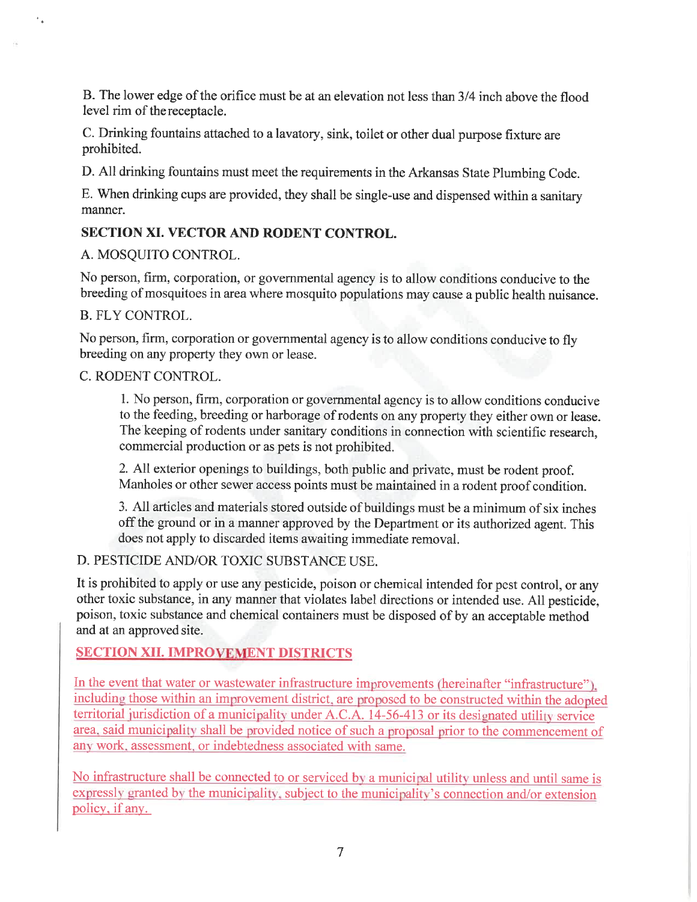B. The lower edge of the orifice must be at an elevation not less than 3/4 inch above the flood level rim of the receptacle.

C. Drinking fountains attached to a lavatory, sink, toilet or other dual purpose fixture are prohibited.

D. All drinking fountains must meet the requirements in the Arkansas State Plumbing Code.

E. When drinking cups are provided, they shall be single-use and dispensed within a sanitary manner.

**SECTION XI. VECTOR AND RODENT CONTROL.**

A. MOSQUITO CONTROL.

No person, firm, corporation, or governmental agency is to allow conditions conducive to the breeding of mosquitoes in area where mosquito populations may cause a public health nuisance.

B. FLY CONTROL.

No person, firm, corporation or governmental agency is to allow conditions conducive to fly breeding on any property they own or lease.

C. RODENT CONTROL.

1. No person, firm, corporation or governmental agency is to allow conditions conducive to the feeding, breeding or harborage of rodents on any property they either own or lease. The keeping of rodents under sanitary conditions in connection with scientific research, commercial production or as pets is not prohibited.

2. All exterior openings to buildings, both public and private, must be rodent proof. Manholes or other sewer access points must be maintained in a rodent proof condition.

3. All articles and materials stored outside of buildings must be a minimum of six inches off the ground or in a manner approved by the Department or its authorized agent. This does not apply to discarded items awaiting immediate removal.

D. PESTICIDE AND/OR TOXIC SUBSTANCE USE.

It is prohibited to apply or use any pesticide, poison or chemical intended for pest control, or any other toxic substance, in any manner that violates label directions or intended use. All pesticide, poison, toxic substance and chemical containers must be disposed of by an acceptable method and at an approved site.

**SECTION XII. IMPROVEMENT DISTRICTS**

In the event that water or wastewater infrastructure improvements (hereinafter "infrastructure"), including those within an improvement district, are proposed to be constructed within the adopted territorial jurisdiction of a municipality under A.C.A. 14-56-413 or its designated utility service area, said municipality shall be provided notice of such a proposal prior to the commencement of any work, assessment, or indebtedness associated with same.

No infrastructure shall be connected to or serviced by a municipal utility unless and until same is expressly granted by the municipality, subject to the municipality's connection and/or extension policy, if any.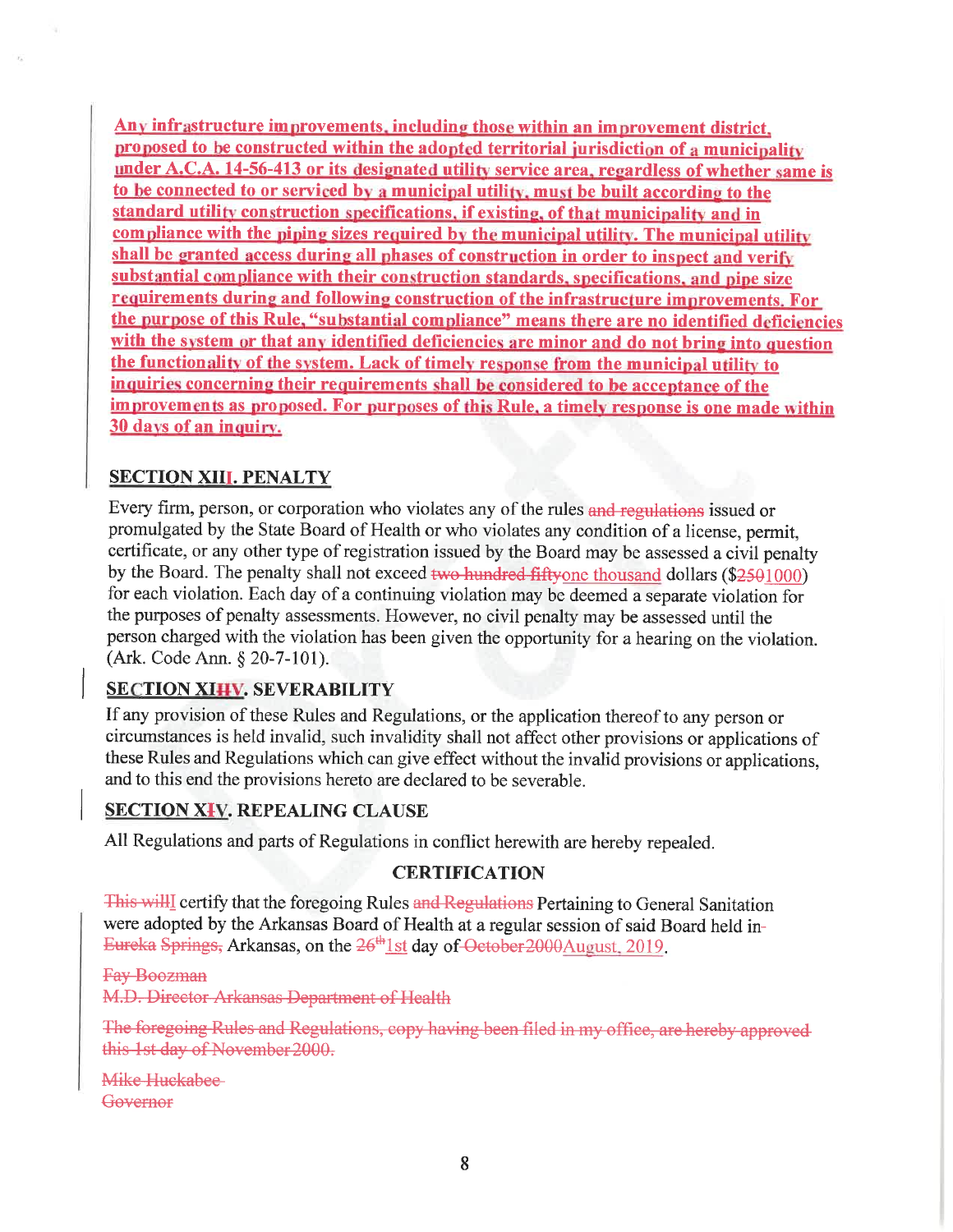**Any infrastructure improvements, including those within an improvement district, proposed to be constructed within the adopted territorial jurisdiction of a municipality under A.C.A. 14-56-413 or its designated utility service area, regardless of whether same is to be connected to or serviced by a municipal utility, must be built according to the standard utility construction specifications, if existing, of that municipality and in compliance with the piping sizes required by the municipal utility. The municipal utility shall be granted access during all phases of construction in order to inspect and verify substantial compliance with their construction standards, specifications, and pipe size requirements during and following construction of the infrastructure improvements. For the purpose of this Rule, "substantial compliance" means there are no identified deficiencies with the system or that any identified deficiencies are minor and do not bring into question the functionality of the system. Lack of timely response from the municipal utility to inquiries concerning their requirements shall be considered to be acceptance of the improvements as proposed. For purposes of this Rule, a timely response is one made within 30 days of an inquiry.**

## SECTION XIII. PENALTY

Every firm, person, or corporation who violates any of the rules ~~and regulations~~ issued or promulgated by the State Board of Health or who violates any condition of a license, permit, certificate, or any other type of registration issued by the Board may be assessed a civil penalty by the Board. The penalty shall not exceed ~~two hundred fifty~~one thousand dollars ($~~250~~1000) for each violation. Each day of a continuing violation may be deemed a separate violation for the purposes of penalty assessments. However, no civil penalty may be assessed until the person charged with the violation has been given the opportunity for a hearing on the violation. (Ark. Code Ann. § 20-7-101).

## SECTION XI~~II~~V. SEVERABILITY

If any provision of these Rules and Regulations, or the application thereof to any person or circumstances is held invalid, such invalidity shall not affect other provisions or applications of these Rules and Regulations which can give effect without the invalid provisions or applications, and to this end the provisions hereto are declared to be severable.

## SECTION X~~I~~V. REPEALING CLAUSE

All Regulations and parts of Regulations in conflict herewith are hereby repealed.

## CERTIFICATION

~~This will~~I certify that the foregoing Rules ~~and Regulations~~ Pertaining to General Sanitation were adopted by the Arkansas Board of Health at a regular session of said Board held in ~~Eureka Springs,~~ Arkansas, on the ~~26th~~1st day of ~~October 2000~~August, 2019.

~~Fay Boozman~~
~~M.D. Director Arkansas Department of Health~~

~~The foregoing Rules and Regulations, copy having been filed in my office, are hereby approved this 1st day of November 2000.~~

~~Mike Huckabee~~
~~Governor~~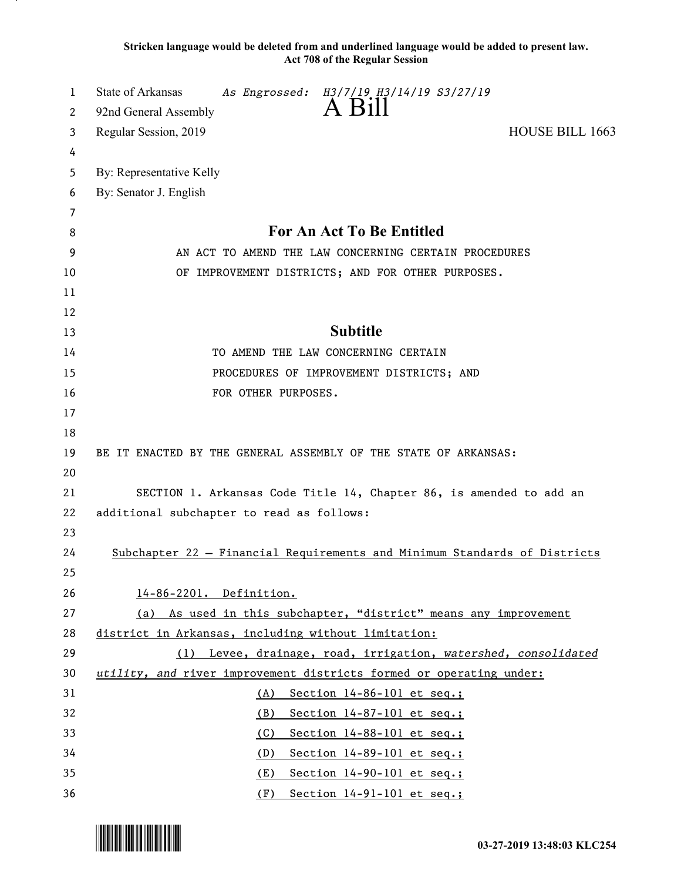**Stricken language would be deleted from and underlined language would be added to present law.**
**Act 708 of the Regular Session**

State of Arkansas *As Engrossed: H3/7/19 H3/14/19 S3/27/19*
92nd General Assembly
# A Bill
Regular Session, 2019 HOUSE BILL 1663

By: Representative Kelly
By: Senator J. English

## For An Act To Be Entitled

AN ACT TO AMEND THE LAW CONCERNING CERTAIN PROCEDURES OF IMPROVEMENT DISTRICTS; AND FOR OTHER PURPOSES.

## Subtitle

TO AMEND THE LAW CONCERNING CERTAIN PROCEDURES OF IMPROVEMENT DISTRICTS; AND FOR OTHER PURPOSES.

BE IT ENACTED BY THE GENERAL ASSEMBLY OF THE STATE OF ARKANSAS:

SECTION 1. Arkansas Code Title 14, Chapter 86, is amended to add an additional subchapter to read as follows:

<u>Subchapter 22 — Financial Requirements and Minimum Standards of Districts</u>

<u>14-86-2201. Definition.</u>

<u>(a) As used in this subchapter, "district" means any improvement district in Arkansas, including without limitation:</u>

<u>(1) Levee, drainage, road, irrigation, *watershed, consolidated utility, and* river improvement districts formed or operating under:</u>

<u>(A) Section 14-86-101 et seq.;</u>

<u>(B) Section 14-87-101 et seq.;</u>

<u>(C) Section 14-88-101 et seq.;</u>

<u>(D) Section 14-89-101 et seq.;</u>

<u>(E) Section 14-90-101 et seq.;</u>

<u>(F) Section 14-91-101 et seq.;</u>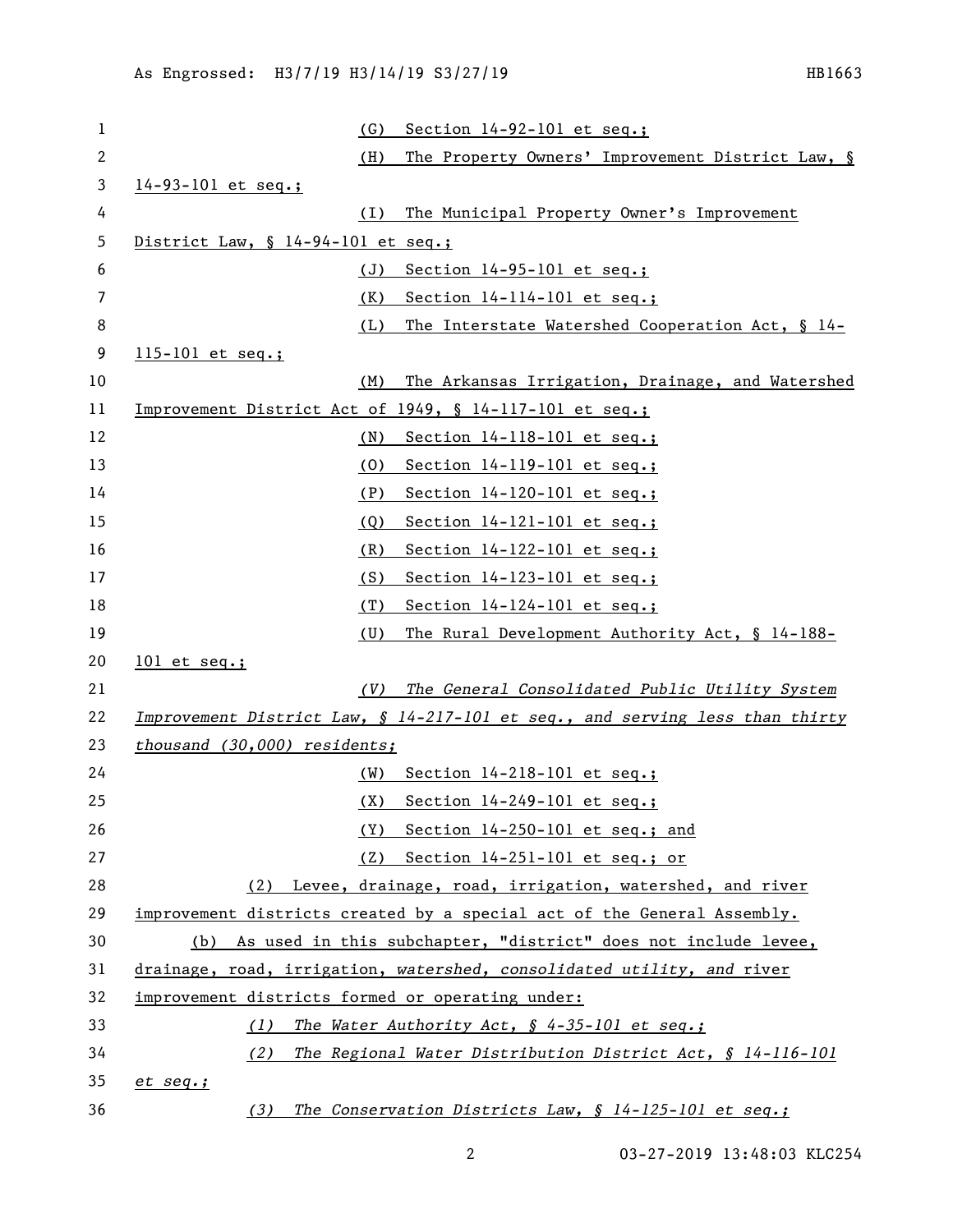(G) Section 14-92-101 et seq.;

(H) The Property Owners' Improvement District Law, § 14-93-101 et seq.;

(I) The Municipal Property Owner's Improvement District Law, § 14-94-101 et seq.;

(J) Section 14-95-101 et seq.;

(K) Section 14-114-101 et seq.;

(L) The Interstate Watershed Cooperation Act, § 14-115-101 et seq.;

(M) The Arkansas Irrigation, Drainage, and Watershed Improvement District Act of 1949, § 14-117-101 et seq.;

(N) Section 14-118-101 et seq.;

(O) Section 14-119-101 et seq.;

(P) Section 14-120-101 et seq.;

(Q) Section 14-121-101 et seq.;

(R) Section 14-122-101 et seq.;

(S) Section 14-123-101 et seq.;

(T) Section 14-124-101 et seq.;

(U) The Rural Development Authority Act, § 14-188-101 et seq.;

*(V) The General Consolidated Public Utility System Improvement District Law, § 14-217-101 et seq., and serving less than thirty thousand (30,000) residents;*

(W) Section 14-218-101 et seq.;

(X) Section 14-249-101 et seq.;

(Y) Section 14-250-101 et seq.; and

(Z) Section 14-251-101 et seq.; or

(2) Levee, drainage, road, irrigation, watershed, and river improvement districts created by a special act of the General Assembly.

(b) As used in this subchapter, "district" does not include levee, drainage, road, irrigation, *watershed, consolidated utility, and* river improvement districts formed or operating under:

*(1) The Water Authority Act, § 4-35-101 et seq.;*

*(2) The Regional Water Distribution District Act, § 14-116-101 et seq.;*

*(3) The Conservation Districts Law, § 14-125-101 et seq.;*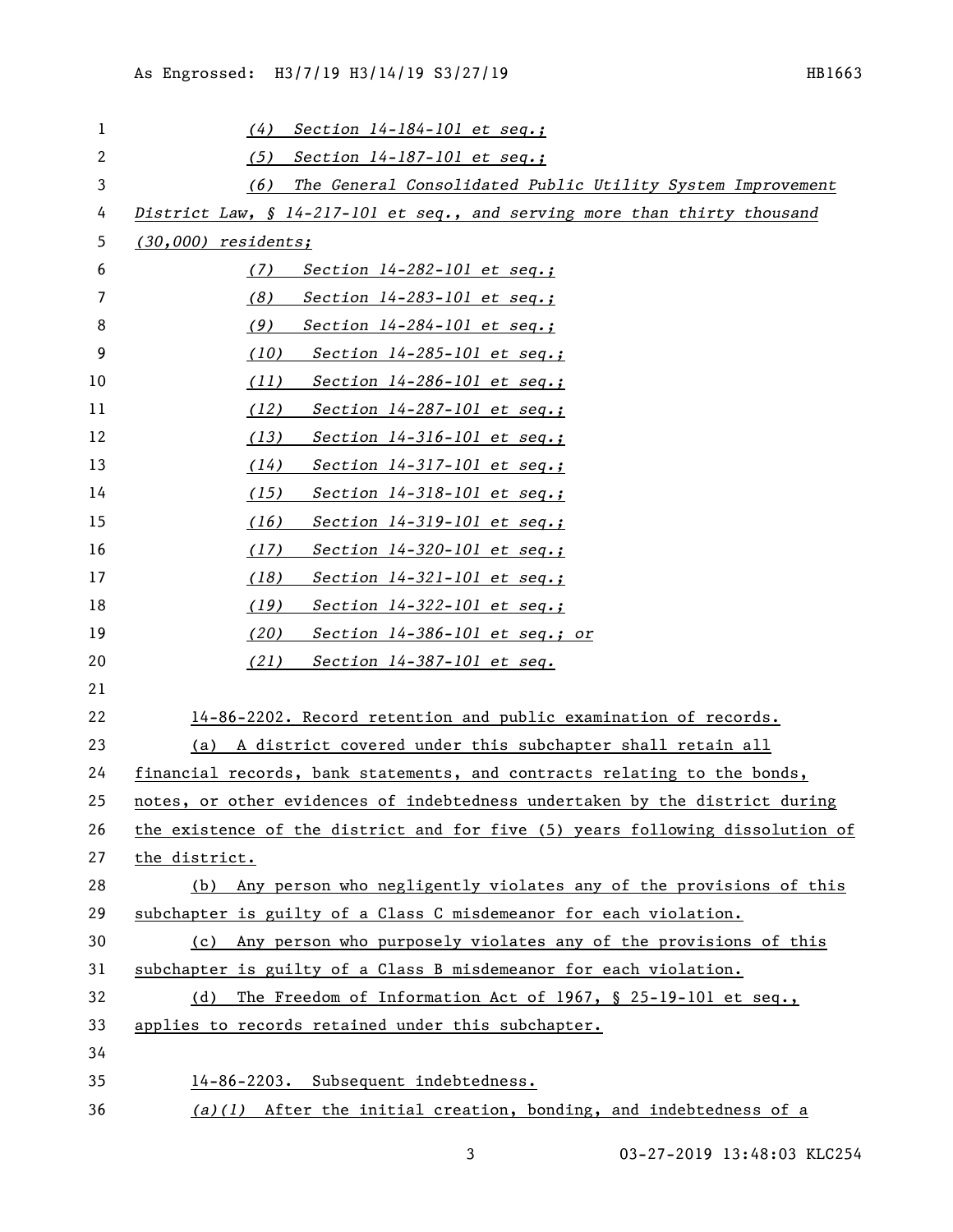(4) Section 14-184-101 et seq.;

(5) Section 14-187-101 et seq.;

(6) The General Consolidated Public Utility System Improvement District Law, § 14-217-101 et seq., and serving more than thirty thousand (30,000) residents;

(7) Section 14-282-101 et seq.;

(8) Section 14-283-101 et seq.;

(9) Section 14-284-101 et seq.;

(10) Section 14-285-101 et seq.;

(11) Section 14-286-101 et seq.;

(12) Section 14-287-101 et seq.;

(13) Section 14-316-101 et seq.;

(14) Section 14-317-101 et seq.;

(15) Section 14-318-101 et seq.;

(16) Section 14-319-101 et seq.;

(17) Section 14-320-101 et seq.;

(18) Section 14-321-101 et seq.;

(19) Section 14-322-101 et seq.;

(20) Section 14-386-101 et seq.; or

(21) Section 14-387-101 et seq.

14-86-2202. Record retention and public examination of records.

(a) A district covered under this subchapter shall retain all financial records, bank statements, and contracts relating to the bonds, notes, or other evidences of indebtedness undertaken by the district during the existence of the district and for five (5) years following dissolution of the district.

(b) Any person who negligently violates any of the provisions of this subchapter is guilty of a Class C misdemeanor for each violation.

(c) Any person who purposely violates any of the provisions of this subchapter is guilty of a Class B misdemeanor for each violation.

(d) The Freedom of Information Act of 1967, § 25-19-101 et seq., applies to records retained under this subchapter.

14-86-2203. Subsequent indebtedness.

(a)(1) After the initial creation, bonding, and indebtedness of a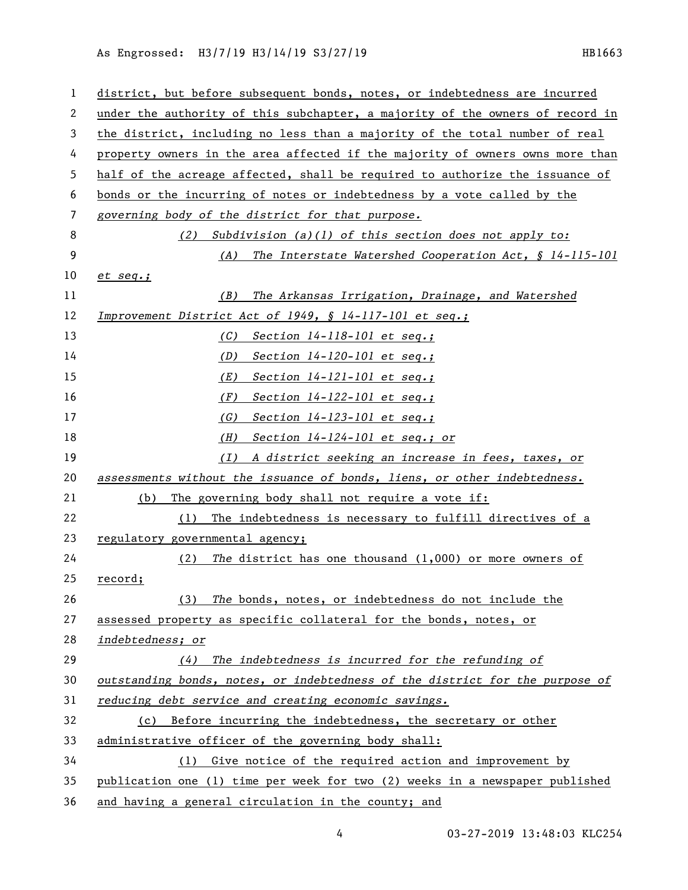district, but before subsequent bonds, notes, or indebtedness are incurred under the authority of this subchapter, a majority of the owners of record in the district, including no less than a majority of the total number of real property owners in the area affected if the majority of owners owns more than half of the acreage affected, shall be required to authorize the issuance of bonds or the incurring of notes or indebtedness by a vote called by the *governing body of the district for that purpose.*

*(2) Subdivision (a)(1) of this section does not apply to:*

*(A) The Interstate Watershed Cooperation Act, § 14-115-101 et seq.;*

*(B) The Arkansas Irrigation, Drainage, and Watershed Improvement District Act of 1949, § 14-117-101 et seq.;*

*(C) Section 14-118-101 et seq.;*

*(D) Section 14-120-101 et seq.;*

*(E) Section 14-121-101 et seq.;*

*(F) Section 14-122-101 et seq.;*

*(G) Section 14-123-101 et seq.;*

*(H) Section 14-124-101 et seq.; or*

*(I) A district seeking an increase in fees, taxes, or assessments without the issuance of bonds, liens, or other indebtedness.*

(b) The governing body shall not require a vote if:

(1) The indebtedness is necessary to fulfill directives of a regulatory governmental agency;

(2) *The* district has one thousand (1,000) or more owners of record;

(3) *The* bonds, notes, or indebtedness do not include the assessed property as specific collateral for the bonds, notes, or *indebtedness; or*

*(4) The indebtedness is incurred for the refunding of outstanding bonds, notes, or indebtedness of the district for the purpose of reducing debt service and creating economic savings.*

(c) Before incurring the indebtedness, the secretary or other administrative officer of the governing body shall:

(1) Give notice of the required action and improvement by publication one (1) time per week for two (2) weeks in a newspaper published and having a general circulation in the county; and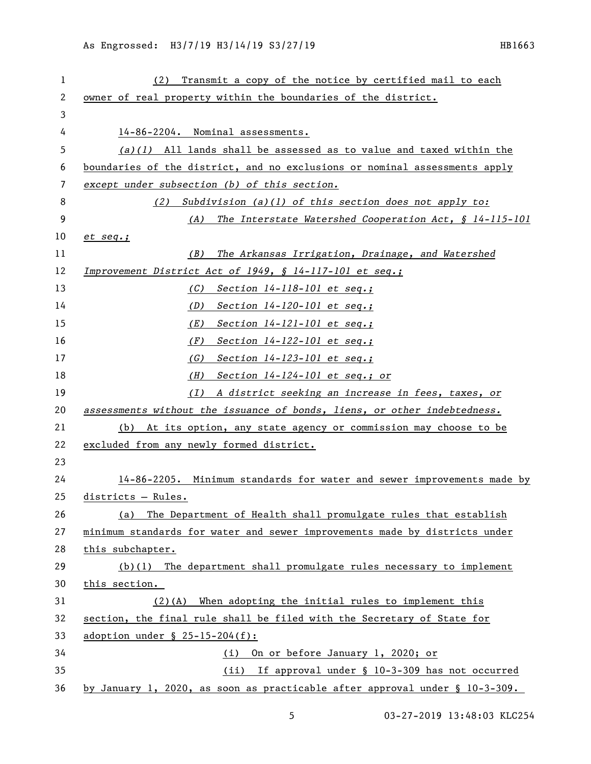(2) Transmit a copy of the notice by certified mail to each owner of real property within the boundaries of the district.

14-86-2204. Nominal assessments.

*(a)(1)* All lands shall be assessed as to value and taxed within the boundaries of the district, and no exclusions or nominal assessments apply *except under subsection (b) of this section.*

*(2) Subdivision (a)(1) of this section does not apply to:*

*(A) The Interstate Watershed Cooperation Act, § 14-115-101 et seq.;*

*(B) The Arkansas Irrigation, Drainage, and Watershed Improvement District Act of 1949, § 14-117-101 et seq.;*

*(C) Section 14-118-101 et seq.;*

*(D) Section 14-120-101 et seq.;*

*(E) Section 14-121-101 et seq.;*

*(F) Section 14-122-101 et seq.;*

*(G) Section 14-123-101 et seq.;*

*(H) Section 14-124-101 et seq.; or*

*(I) A district seeking an increase in fees, taxes, or assessments without the issuance of bonds, liens, or other indebtedness.*

(b) At its option, any state agency or commission may choose to be excluded from any newly formed district.

14-86-2205. Minimum standards for water and sewer improvements made by districts — Rules.

(a) The Department of Health shall promulgate rules that establish minimum standards for water and sewer improvements made by districts under this subchapter.

(b)(1) The department shall promulgate rules necessary to implement this section.

(2)(A) When adopting the initial rules to implement this section, the final rule shall be filed with the Secretary of State for adoption under § 25-15-204(f):

(i) On or before January 1, 2020; or

(ii) If approval under § 10-3-309 has not occurred by January 1, 2020, as soon as practicable after approval under § 10-3-309.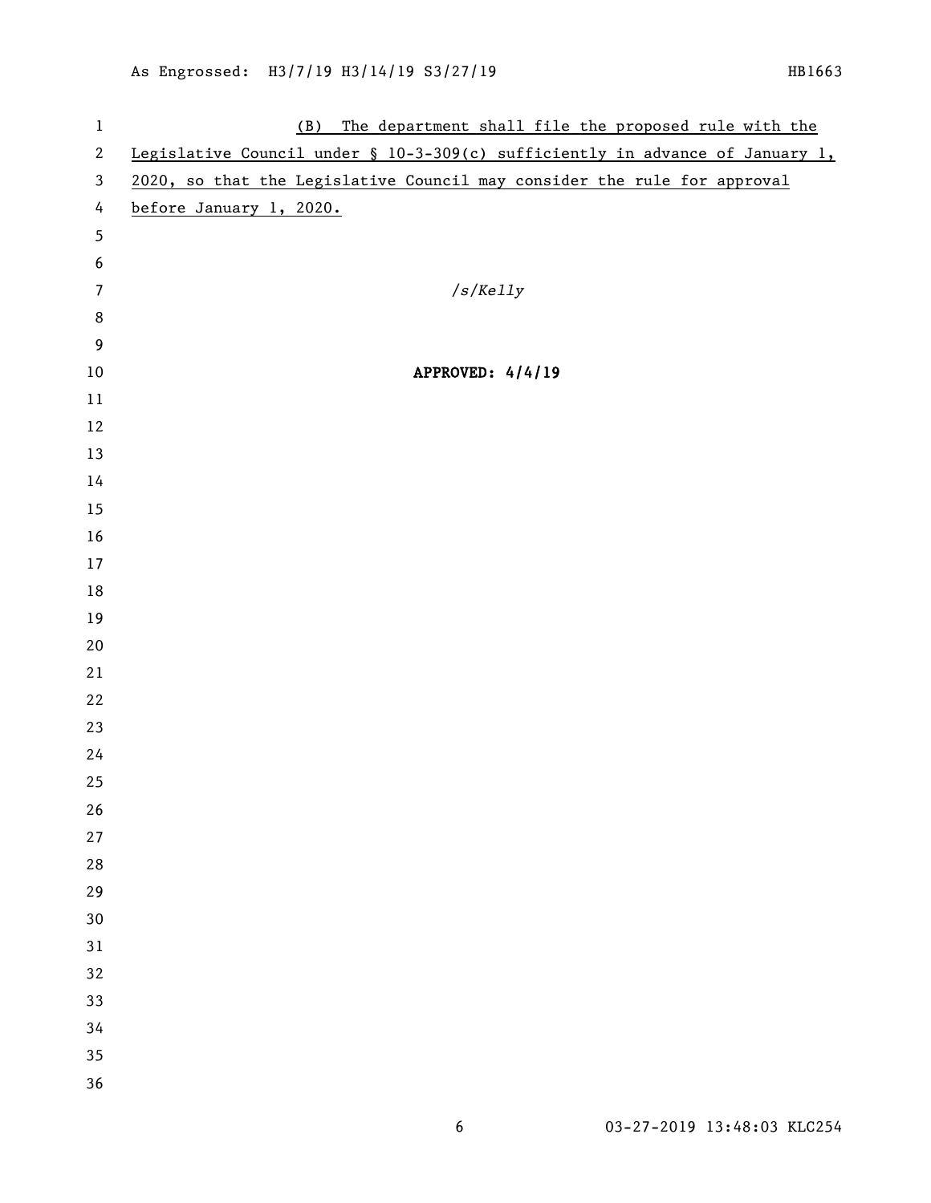(B) The department shall file the proposed rule with the Legislative Council under § 10-3-309(c) sufficiently in advance of January 1, 2020, so that the Legislative Council may consider the rule for approval before January 1, 2020.

*/s/Kelly*

**APPROVED: 4/4/19**